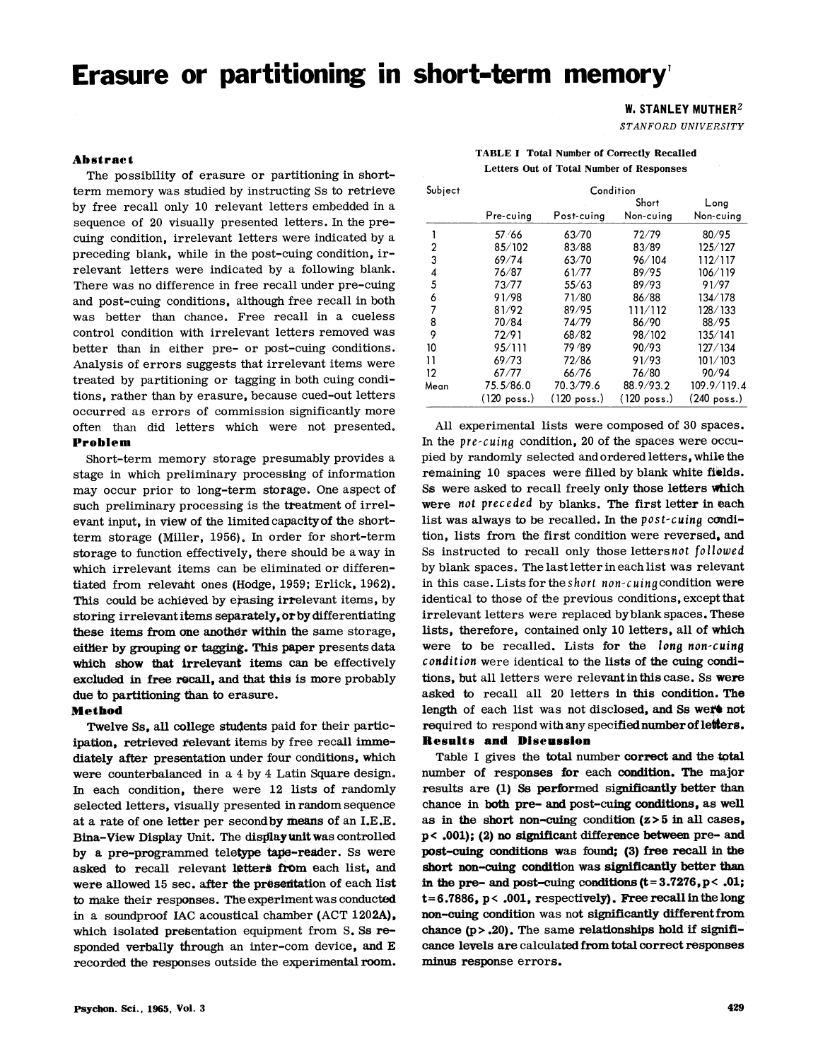# Erasure or partitioning in short-term memory[1]

**W. STANLEY MUTHER[2]**
*STANFORD UNIVERSITY*

### Abstract

The possibility of erasure or partitioning in short-term memory was studied by instructing Ss to retrieve by free recall only 10 relevant letters embedded in a sequence of 20 visually presented letters. In the pre-cuing condition, irrelevant letters were indicated by a preceding blank, while in the post-cuing condition, irrelevant letters were indicated by a following blank. There was no difference in free recall under pre-cuing and post-cuing conditions, although free recall in both was better than chance. Free recall in a cueless control condition with irrelevant letters removed was better than in either pre- or post-cuing conditions. Analysis of errors suggests that irrelevant items were treated by partitioning or tagging in both cuing conditions, rather than by erasure, because cued-out letters occurred as errors of commission significantly more often than did letters which were not presented.

### Problem

Short-term memory storage presumably provides a stage in which preliminary processing of information may occur prior to long-term storage. One aspect of such preliminary processing is the treatment of irrelevant input, in view of the limited capacity of the short-term storage (Miller, 1956). In order for short-term storage to function effectively, there should be a way in which irrelevant items can be eliminated or differentiated from relevant ones (Hodge, 1959; Erlick, 1962). This could be achieved by erasing irrelevant items, by storing irrelevant items separately, or by differentiating these items from one another within the same storage, either by grouping or tagging. This paper presents data which show that irrelevant items can be effectively excluded in free recall, and that this is more probably due to partitioning than to erasure.

### Method

Twelve Ss, all college students paid for their participation, retrieved relevant items by free recall immediately after presentation under four conditions, which were counterbalanced in a 4 by 4 Latin Square design. In each condition, there were 12 lists of randomly selected letters, visually presented in random sequence at a rate of one letter per second by means of an I.E.E. Bina-View Display Unit. The display unit was controlled by a pre-programmed teletype tape-reader. Ss were asked to recall relevant letters from each list, and were allowed 15 sec. after the presentation of each list to make their responses. The experiment was conducted in a soundproof IAC acoustical chamber (ACT 1202A), which isolated presentation equipment from S. Ss responded verbally through an inter-com device, and E recorded the responses outside the experimental room.

**TABLE I Total Number of Correctly Recalled Letters Out of Total Number of Responses**

| Subject | Condition | | | |
|---|---|---|---|---|
| | Pre-cuing | Post-cuing | Short Non-cuing | Long Non-cuing |
| 1 | 57/66 | 63/70 | 72/79 | 80/95 |
| 2 | 85/102 | 83/88 | 83/89 | 125/127 |
| 3 | 69/74 | 63/70 | 96/104 | 112/117 |
| 4 | 76/87 | 61/77 | 89/95 | 106/119 |
| 5 | 73/77 | 55/63 | 89/93 | 91/97 |
| 6 | 91/98 | 71/80 | 86/88 | 134/178 |
| 7 | 81/92 | 89/95 | 111/112 | 128/133 |
| 8 | 70/84 | 74/79 | 86/90 | 88/95 |
| 9 | 72/91 | 68/82 | 98/102 | 135/141 |
| 10 | 95/111 | 79/89 | 90/93 | 127/134 |
| 11 | 69/73 | 72/86 | 91/93 | 101/103 |
| 12 | 67/77 | 66/76 | 76/80 | 90/94 |
| Mean | 75.5/86.0 (120 poss.) | 70.3/79.6 (120 poss.) | 88.9/93.2 (120 poss.) | 109.9/119.4 (240 poss.) |

All experimental lists were composed of 30 spaces. In the *pre-cuing* condition, 20 of the spaces were occupied by randomly selected and ordered letters, while the remaining 10 spaces were filled by blank white fields. Ss were asked to recall freely only those letters which were *not preceded* by blanks. The first letter in each list was always to be recalled. In the *post-cuing* condition, lists from the first condition were reversed, and Ss instructed to recall only those letters *not followed* by blank spaces. The last letter in each list was relevant in this case. Lists for the *short non-cuing* condition were identical to those of the previous conditions, except that irrelevant letters were replaced by blank spaces. These lists, therefore, contained only 10 letters, all of which were to be recalled. Lists for the *long non-cuing condition* were identical to the lists of the cuing conditions, but all letters were relevant in this case. Ss were asked to recall all 20 letters in this condition. The length of each list was not disclosed, and Ss were not required to respond with any specified number of letters.

### Results and Discussion

Table I gives the total number correct and the total number of responses for each condition. The major results are (1) Ss performed significantly better than chance in both pre- and post-cuing conditions, as well as in the short non-cuing condition ($z > 5$ in all cases, $p < .001$); (2) no significant difference between pre- and post-cuing conditions was found; (3) free recall in the short non-cuing condition was significantly better than in the pre- and post-cuing conditions ($t = 3.7276, p < .01$; $t = 6.7886$, $p < .001$, respectively). Free recall in the long non-cuing condition was not significantly different from chance ($p > .20$). The same relationships hold if significance levels are calculated from total correct responses minus response errors.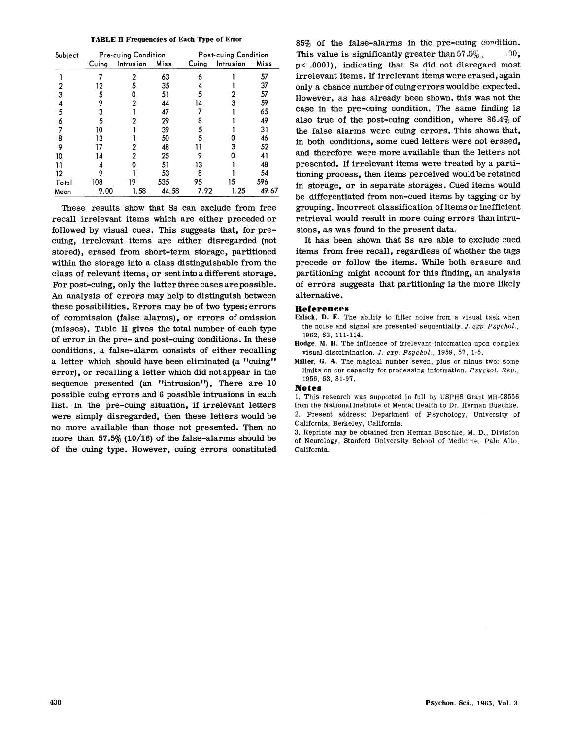**TABLE II Frequencies of Each Type of Error**

| Subject | Pre-cuing Condition | | | Post-cuing Condition | | |
|---|---|---|---|---|---|---|
| | Cuing | Intrusion | Miss | Cuing | Intrusion | Miss |
| 1 | 7 | 2 | 63 | 6 | 1 | 57 |
| 2 | 12 | 5 | 35 | 4 | 1 | 37 |
| 3 | 5 | 0 | 51 | 5 | 2 | 57 |
| 4 | 9 | 2 | 44 | 14 | 3 | 59 |
| 5 | 3 | 1 | 47 | 7 | 1 | 65 |
| 6 | 5 | 2 | 29 | 8 | 1 | 49 |
| 7 | 10 | 1 | 39 | 5 | 1 | 31 |
| 8 | 13 | 1 | 50 | 5 | 0 | 46 |
| 9 | 17 | 2 | 48 | 11 | 3 | 52 |
| 10 | 14 | 2 | 25 | 9 | 0 | 41 |
| 11 | 4 | 0 | 51 | 13 | 1 | 48 |
| 12 | 9 | 1 | 53 | 8 | 1 | 54 |
| Total | 108 | 19 | 535 | 95 | 15 | 596 |
| Mean | 9.00 | 1.58 | 44.58 | 7.92 | 1.25 | 49.67 |

These results show that Ss can exclude from free recall irrelevant items which are either preceded or followed by visual cues. This suggests that, for pre-cuing, irrelevant items are either disregarded (not stored), erased from short-term storage, partitioned within the storage into a class distinguishable from the class of relevant items, or sent into a different storage. For post-cuing, only the latter three cases are possible. An analysis of errors may help to distinguish between these possibilities. Errors may be of two types: errors of commission (false alarms), or errors of omission (misses). Table II gives the total number of each type of error in the pre- and post-cuing conditions. In these conditions, a false-alarm consists of either recalling a letter which should have been eliminated (a "cuing" error), or recalling a letter which did not appear in the sequence presented (an "intrusion"). There are 10 possible cuing errors and 6 possible intrusions in each list. In the pre-cuing situation, if irrelevant letters were simply disregarded, then these letters would be no more available than those not presented. Then no more than 57.5% (10/16) of the false-alarms should be of the cuing type. However, cuing errors constituted 85% of the false-alarms in the pre-cuing condition. This value is significantly greater than 57.5% ( ,00, $p < .0001$), indicating that Ss did not disregard most irrelevant items. If irrelevant items were erased, again only a chance number of cuing errors would be expected. However, as has already been shown, this was not the case in the pre-cuing condition. The same finding is also true of the post-cuing condition, where 86.4% of the false alarms were cuing errors. This shows that, in both conditions, some cued letters were not erased, and therefore were more available than the letters not presented. If irrelevant items were treated by a partitioning process, then items perceived would be retained in storage, or in separate storages. Cued items would be differentiated from non-cued items by tagging or by grouping. Incorrect classification of items or inefficient retrieval would result in more cuing errors than intrusions, as was found in the present data.

It has been shown that Ss are able to exclude cued items from free recall, regardless of whether the tags precede or follow the items. While both erasure and partitioning might account for this finding, an analysis of errors suggests that partitioning is the more likely alternative.

## References

**Erlick, D. E.** The ability to filter noise from a visual task when the noise and signal are presented sequentially. *J. exp. Psychol.*, 1962, 63, 111-114.

**Hodge, M. H.** The influence of irrelevant information upon complex visual discrimination. *J. exp. Psychol.*, 1959, 57, 1-5.

**Miller, G. A.** The magical number seven, plus or minus two: some limits on our capacity for processing information. *Psychol. Rev.*, 1956, 63, 81-97.

## Notes

1. This research was supported in full by USPHS Grant MH-08556 from the National Institute of Mental Health to Dr. Herman Buschke.
2. Present address: Department of Psychology, University of California, Berkeley, California.
3. Reprints may be obtained from Herman Buschke, M. D., Division of Neurology, Stanford University School of Medicine, Palo Alto, California.